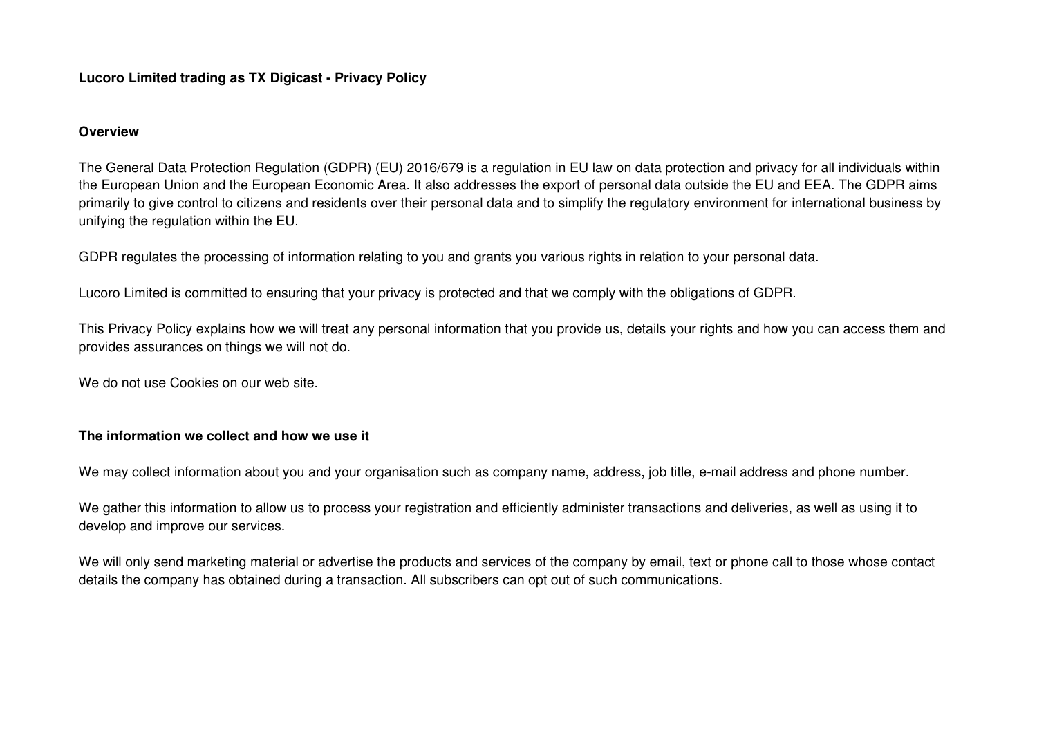# Lucoro Limited trading as TX Digicast - Privacy Policy

## Overview

The General Data Protection Regulation (GDPR) (EU) 2016/679 is a regulation in EU law on data protection and privacy for all individuals within the European Union and the European Economic Area. It also addresses the export of personal data outside the EU and EEA. The GDPR aims primarily to give control to citizens and residents over their personal data and to simplify the regulatory environment for international business by unifying the regulation within the EU.

GDPR regulates the processing of information relating to you and grants you various rights in relation to your personal data.

Lucoro Limited is committed to ensuring that your privacy is protected and that we comply with the obligations of GDPR.

This Privacy Policy explains how we will treat any personal information that you provide us, details your rights and how you can access them and provides assurances on things we will not do.

We do not use Cookies on our web site.

## The information we collect and how we use it

We may collect information about you and your organisation such as company name, address, job title, e-mail address and phone number.

We gather this information to allow us to process your registration and efficiently administer transactions and deliveries, as well as using it to develop and improve our services.

We will only send marketing material or advertise the products and services of the company by email, text or phone call to those whose contact details the company has obtained during a transaction. All subscribers can opt out of such communications.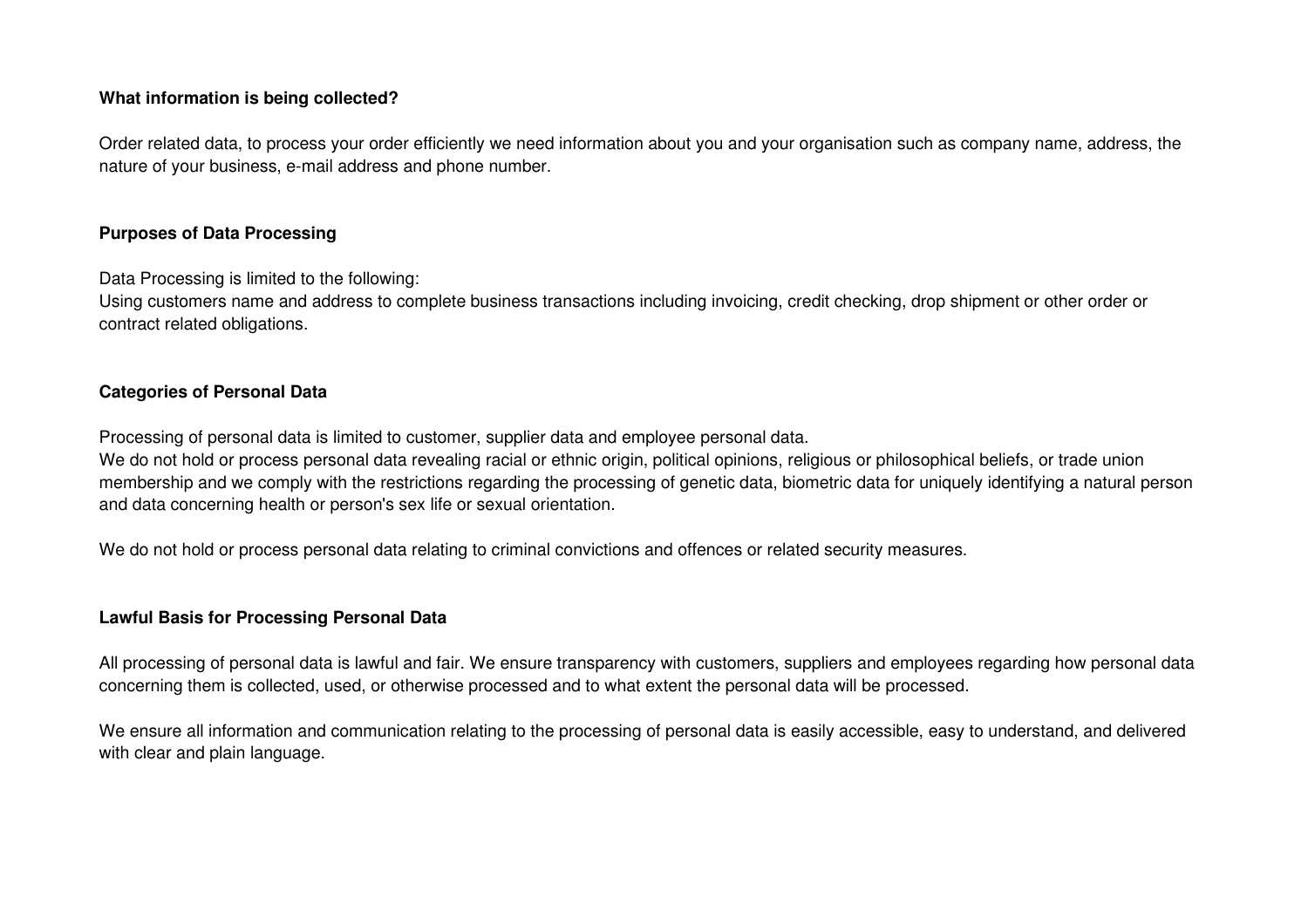**What information is being collected?**

Order related data, to process your order efficiently we need information about you and your organisation such as company name, address, the nature of your business, e-mail address and phone number.

**Purposes of Data Processing**

Data Processing is limited to the following:
Using customers name and address to complete business transactions including invoicing, credit checking, drop shipment or other order or contract related obligations.

**Categories of Personal Data**

Processing of personal data is limited to customer, supplier data and employee personal data.
We do not hold or process personal data revealing racial or ethnic origin, political opinions, religious or philosophical beliefs, or trade union membership and we comply with the restrictions regarding the processing of genetic data, biometric data for uniquely identifying a natural person and data concerning health or person's sex life or sexual orientation.

We do not hold or process personal data relating to criminal convictions and offences or related security measures.

**Lawful Basis for Processing Personal Data**

All processing of personal data is lawful and fair. We ensure transparency with customers, suppliers and employees regarding how personal data concerning them is collected, used, or otherwise processed and to what extent the personal data will be processed.

We ensure all information and communication relating to the processing of personal data is easily accessible, easy to understand, and delivered with clear and plain language.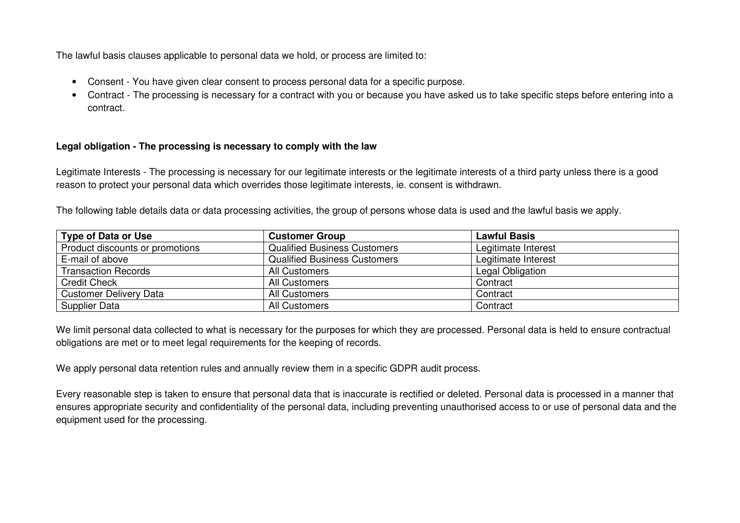The lawful basis clauses applicable to personal data we hold, or process are limited to:

- Consent - You have given clear consent to process personal data for a specific purpose.
- Contract - The processing is necessary for a contract with you or because you have asked us to take specific steps before entering into a contract.

**Legal obligation - The processing is necessary to comply with the law**

Legitimate Interests - The processing is necessary for our legitimate interests or the legitimate interests of a third party unless there is a good reason to protect your personal data which overrides those legitimate interests, ie. consent is withdrawn.

The following table details data or data processing activities, the group of persons whose data is used and the lawful basis we apply.

| Type of Data or Use | Customer Group | Lawful Basis |
|---|---|---|
| Product discounts or promotions | Qualified Business Customers | Legitimate Interest |
| E-mail of above | Qualified Business Customers | Legitimate Interest |
| Transaction Records | All Customers | Legal Obligation |
| Credit Check | All Customers | Contract |
| Customer Delivery Data | All Customers | Contract |
| Supplier Data | All Customers | Contract |

We limit personal data collected to what is necessary for the purposes for which they are processed. Personal data is held to ensure contractual obligations are met or to meet legal requirements for the keeping of records.

We apply personal data retention rules and annually review them in a specific GDPR audit process.

Every reasonable step is taken to ensure that personal data that is inaccurate is rectified or deleted. Personal data is processed in a manner that ensures appropriate security and confidentiality of the personal data, including preventing unauthorised access to or use of personal data and the equipment used for the processing.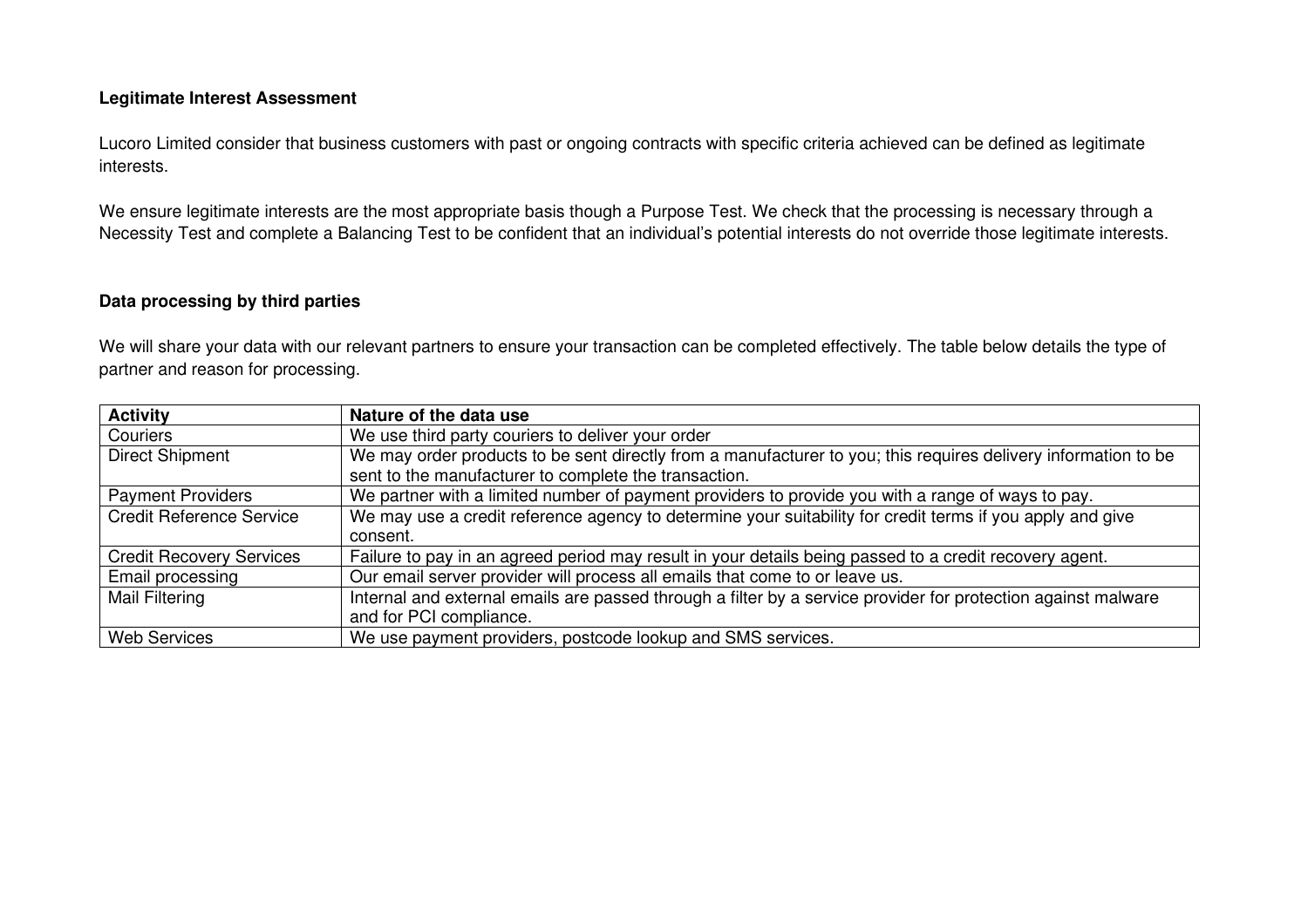**Legitimate Interest Assessment**

Lucoro Limited consider that business customers with past or ongoing contracts with specific criteria achieved can be defined as legitimate interests.

We ensure legitimate interests are the most appropriate basis though a Purpose Test. We check that the processing is necessary through a Necessity Test and complete a Balancing Test to be confident that an individual's potential interests do not override those legitimate interests.

**Data processing by third parties**

We will share your data with our relevant partners to ensure your transaction can be completed effectively. The table below details the type of partner and reason for processing.

| **Activity** | **Nature of the data use** |
|---|---|
| Couriers | We use third party couriers to deliver your order |
| Direct Shipment | We may order products to be sent directly from a manufacturer to you; this requires delivery information to be sent to the manufacturer to complete the transaction. |
| Payment Providers | We partner with a limited number of payment providers to provide you with a range of ways to pay. |
| Credit Reference Service | We may use a credit reference agency to determine your suitability for credit terms if you apply and give consent. |
| Credit Recovery Services | Failure to pay in an agreed period may result in your details being passed to a credit recovery agent. |
| Email processing | Our email server provider will process all emails that come to or leave us. |
| Mail Filtering | Internal and external emails are passed through a filter by a service provider for protection against malware and for PCI compliance. |
| Web Services | We use payment providers, postcode lookup and SMS services. |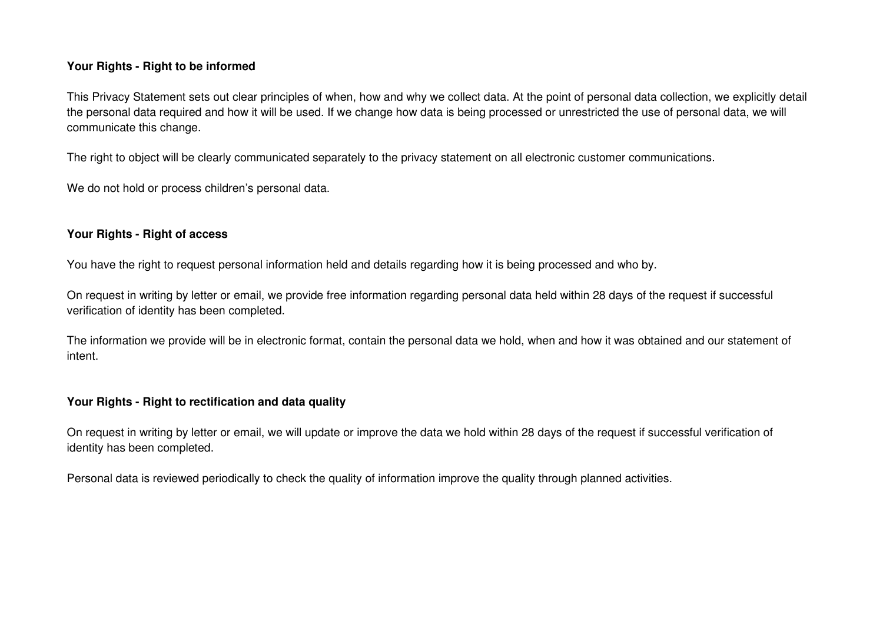**Your Rights - Right to be informed**

This Privacy Statement sets out clear principles of when, how and why we collect data. At the point of personal data collection, we explicitly detail the personal data required and how it will be used. If we change how data is being processed or unrestricted the use of personal data, we will communicate this change.

The right to object will be clearly communicated separately to the privacy statement on all electronic customer communications.

We do not hold or process children's personal data.

**Your Rights - Right of access**

You have the right to request personal information held and details regarding how it is being processed and who by.

On request in writing by letter or email, we provide free information regarding personal data held within 28 days of the request if successful verification of identity has been completed.

The information we provide will be in electronic format, contain the personal data we hold, when and how it was obtained and our statement of intent.

**Your Rights - Right to rectification and data quality**

On request in writing by letter or email, we will update or improve the data we hold within 28 days of the request if successful verification of identity has been completed.

Personal data is reviewed periodically to check the quality of information improve the quality through planned activities.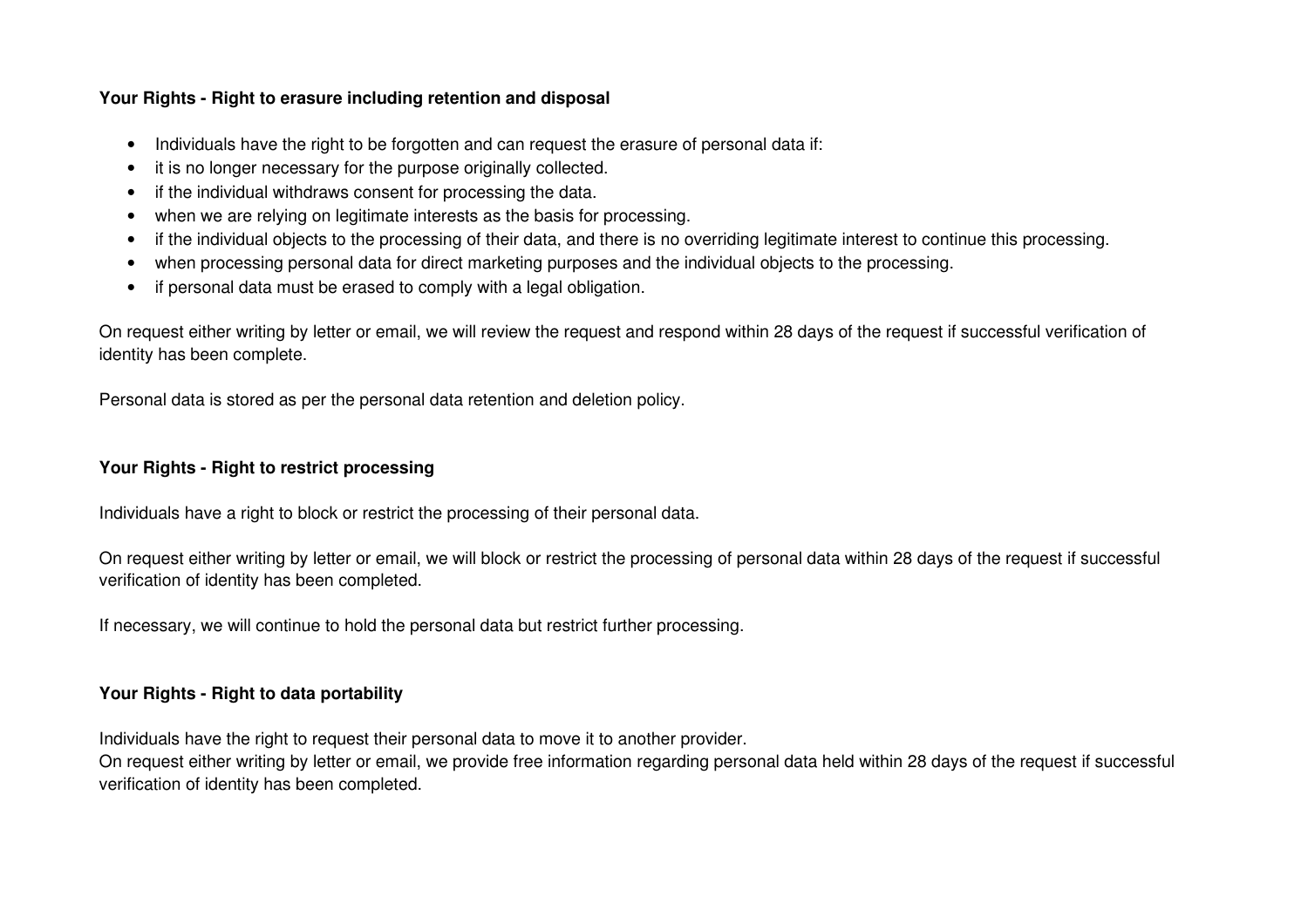**Your Rights - Right to erasure including retention and disposal**

- Individuals have the right to be forgotten and can request the erasure of personal data if:
- it is no longer necessary for the purpose originally collected.
- if the individual withdraws consent for processing the data.
- when we are relying on legitimate interests as the basis for processing.
- if the individual objects to the processing of their data, and there is no overriding legitimate interest to continue this processing.
- when processing personal data for direct marketing purposes and the individual objects to the processing.
- if personal data must be erased to comply with a legal obligation.

On request either writing by letter or email, we will review the request and respond within 28 days of the request if successful verification of identity has been complete.

Personal data is stored as per the personal data retention and deletion policy.

**Your Rights - Right to restrict processing**

Individuals have a right to block or restrict the processing of their personal data.

On request either writing by letter or email, we will block or restrict the processing of personal data within 28 days of the request if successful verification of identity has been completed.

If necessary, we will continue to hold the personal data but restrict further processing.

**Your Rights - Right to data portability**

Individuals have the right to request their personal data to move it to another provider.
On request either writing by letter or email, we provide free information regarding personal data held within 28 days of the request if successful verification of identity has been completed.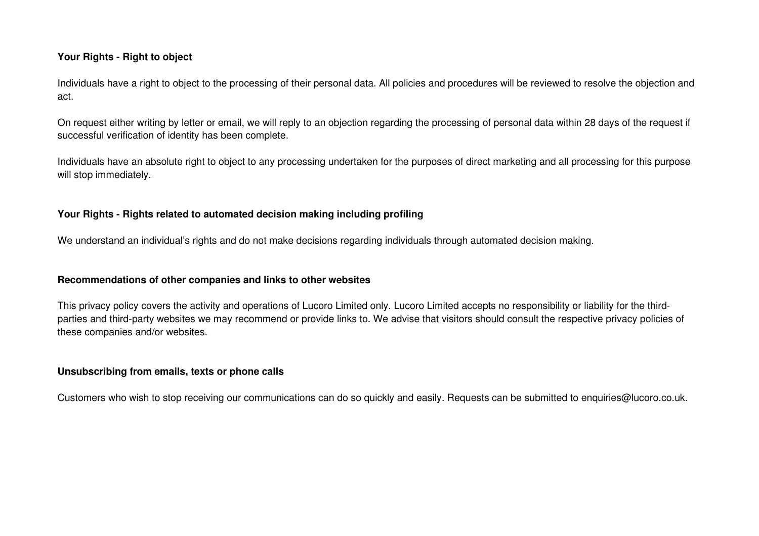**Your Rights - Right to object**

Individuals have a right to object to the processing of their personal data. All policies and procedures will be reviewed to resolve the objection and act.

On request either writing by letter or email, we will reply to an objection regarding the processing of personal data within 28 days of the request if successful verification of identity has been complete.

Individuals have an absolute right to object to any processing undertaken for the purposes of direct marketing and all processing for this purpose will stop immediately.

**Your Rights - Rights related to automated decision making including profiling**

We understand an individual's rights and do not make decisions regarding individuals through automated decision making.

**Recommendations of other companies and links to other websites**

This privacy policy covers the activity and operations of Lucoro Limited only. Lucoro Limited accepts no responsibility or liability for the third-parties and third-party websites we may recommend or provide links to. We advise that visitors should consult the respective privacy policies of these companies and/or websites.

**Unsubscribing from emails, texts or phone calls**

Customers who wish to stop receiving our communications can do so quickly and easily. Requests can be submitted to enquiries@lucoro.co.uk.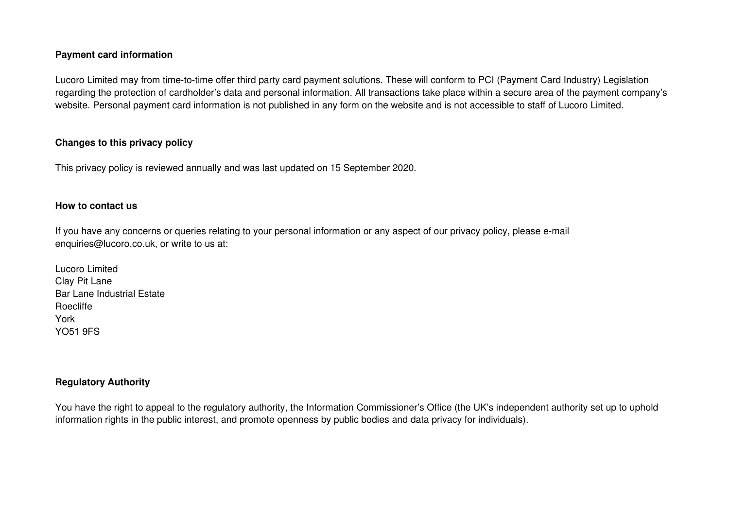**Payment card information**

Lucoro Limited may from time-to-time offer third party card payment solutions. These will conform to PCI (Payment Card Industry) Legislation regarding the protection of cardholder's data and personal information. All transactions take place within a secure area of the payment company's website. Personal payment card information is not published in any form on the website and is not accessible to staff of Lucoro Limited.

**Changes to this privacy policy**

This privacy policy is reviewed annually and was last updated on 15 September 2020.

**How to contact us**

If you have any concerns or queries relating to your personal information or any aspect of our privacy policy, please e-mail enquiries@lucoro.co.uk, or write to us at:

Lucoro Limited
Clay Pit Lane
Bar Lane Industrial Estate
Roecliffe
York
YO51 9FS

**Regulatory Authority**

You have the right to appeal to the regulatory authority, the Information Commissioner's Office (the UK's independent authority set up to uphold information rights in the public interest, and promote openness by public bodies and data privacy for individuals).